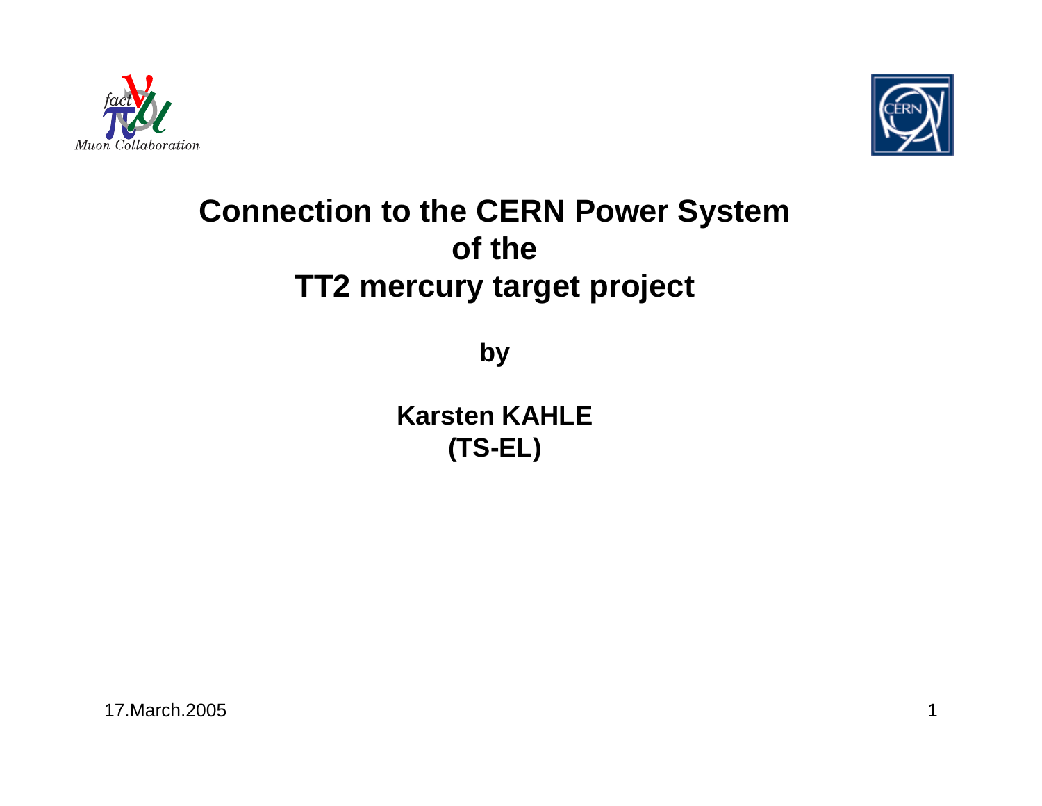# Connection to the CERN Power System of the TT2 mercury target project

**by**

**Karsten KAHLE**
**(TS-EL)**

17.March.2005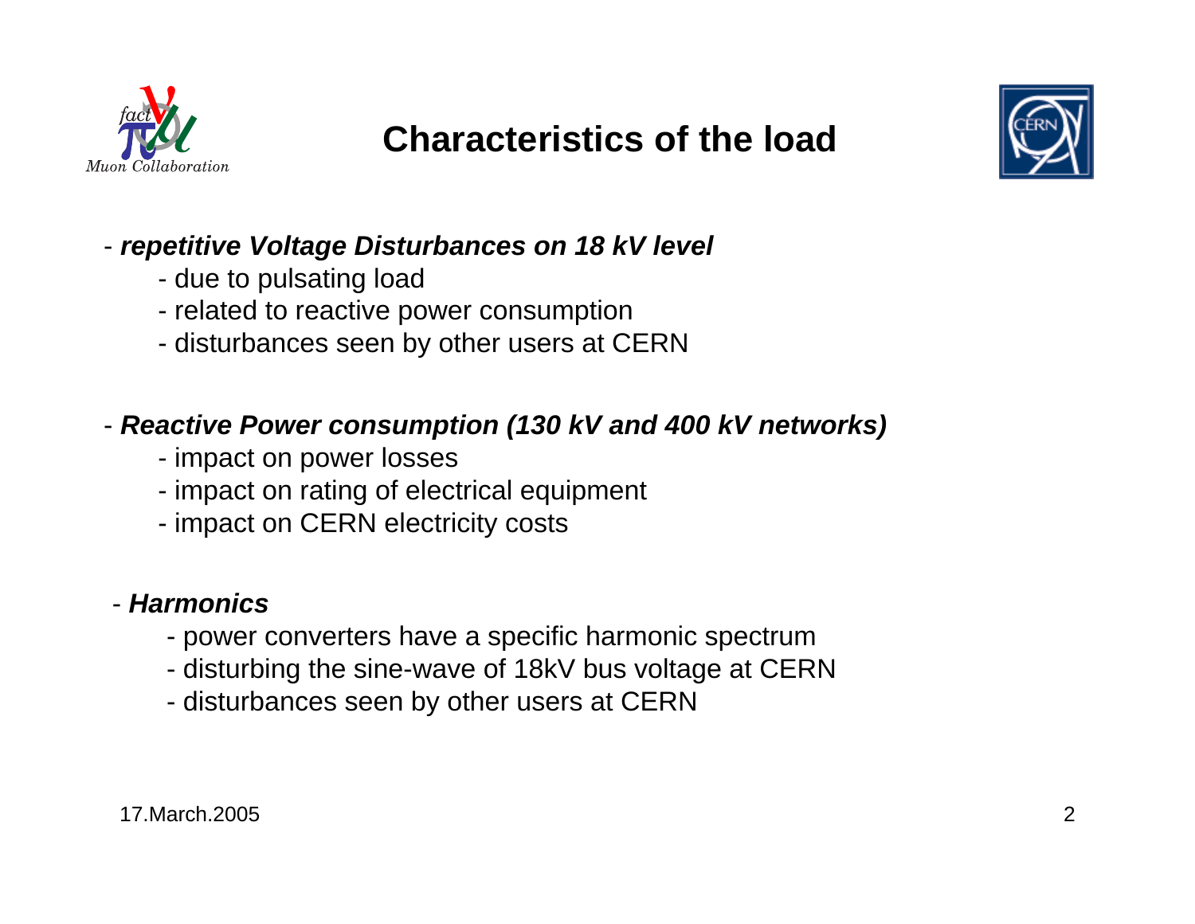# Characteristics of the load

- ***repetitive Voltage Disturbances on 18 kV level***
  - due to pulsating load
  - related to reactive power consumption
  - disturbances seen by other users at CERN

- ***Reactive Power consumption (130 kV and 400 kV networks)***
  - impact on power losses
  - impact on rating of electrical equipment
  - impact on CERN electricity costs

- ***Harmonics***
  - power converters have a specific harmonic spectrum
  - disturbing the sine-wave of 18kV bus voltage at CERN
  - disturbances seen by other users at CERN

17.March.2005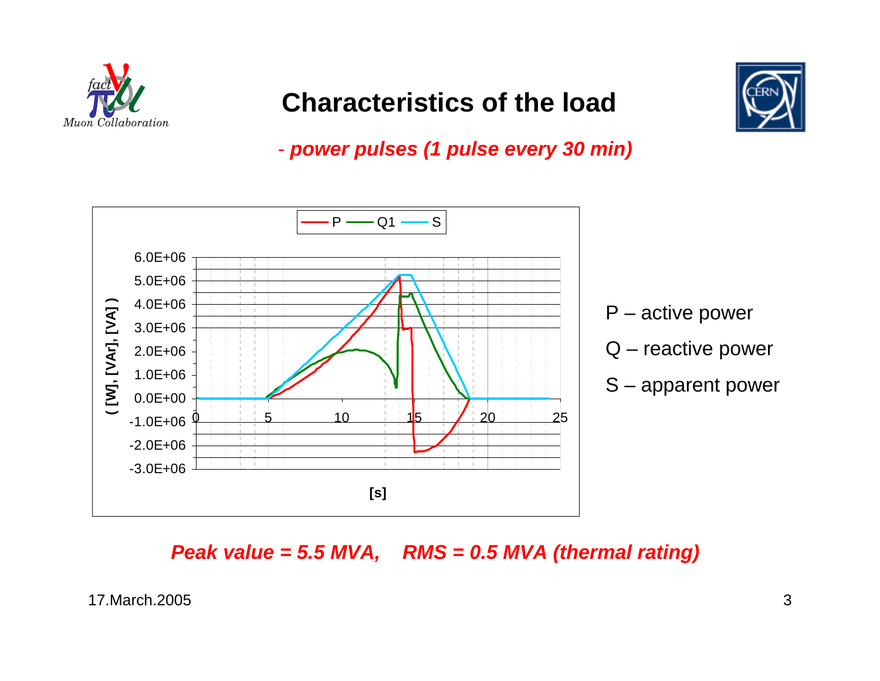# Characteristics of the load

- *power pulses (1 pulse every 30 min)*

P – active power

Q – reactive power

S – apparent power

***Peak value = 5.5 MVA, RMS = 0.5 MVA (thermal rating)***

17.March.2005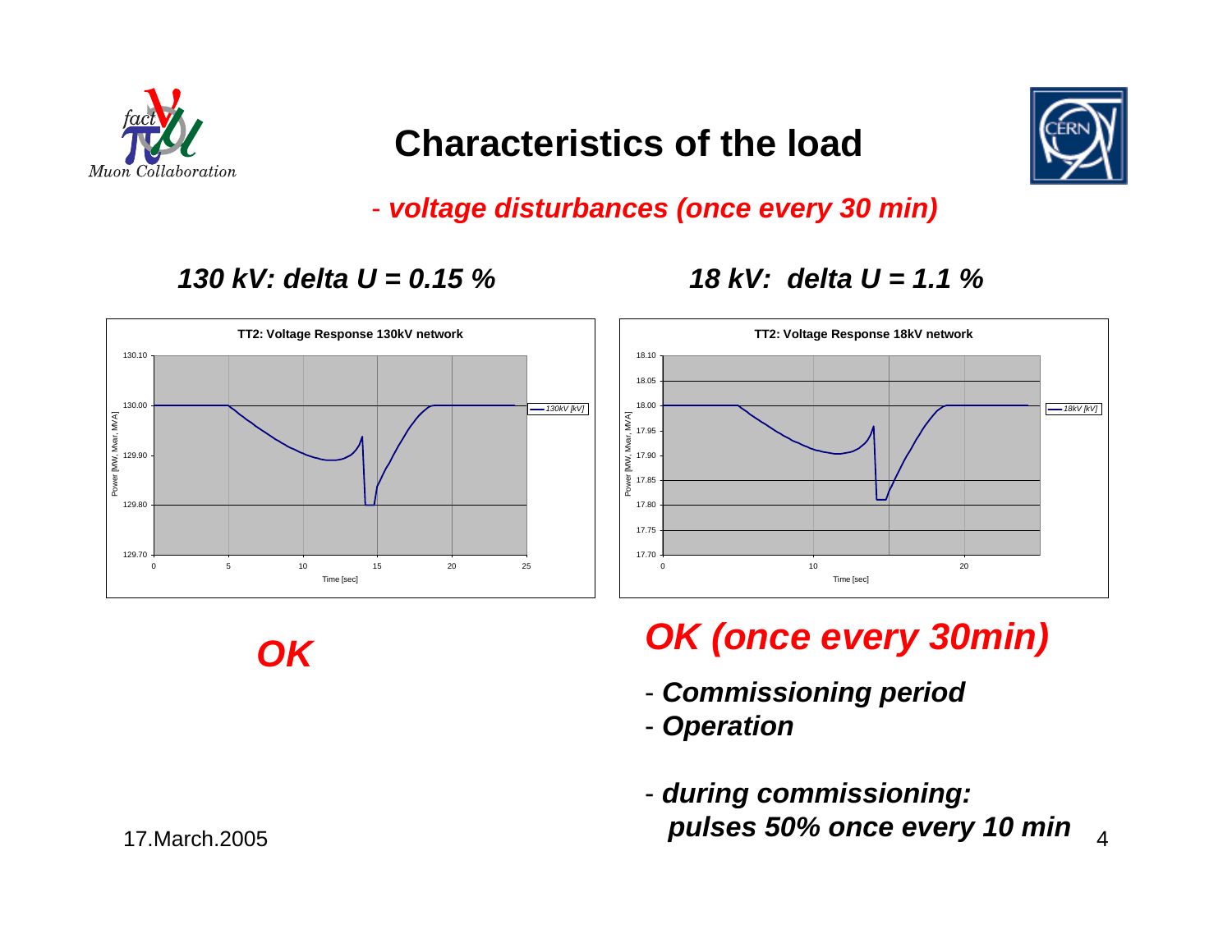# Characteristics of the load

- ***voltage disturbances (once every 30 min)***

***130 kV: delta U = 0.15 %***

***18 kV: delta U = 1.1 %***

**TT2: Voltage Response 130kV network**

**TT2: Voltage Response 18kV network**

***OK***

***OK (once every 30min)***

- ***Commissioning period***
- ***Operation***

- ***during commissioning: pulses 50% once every 10 min***

17.March.2005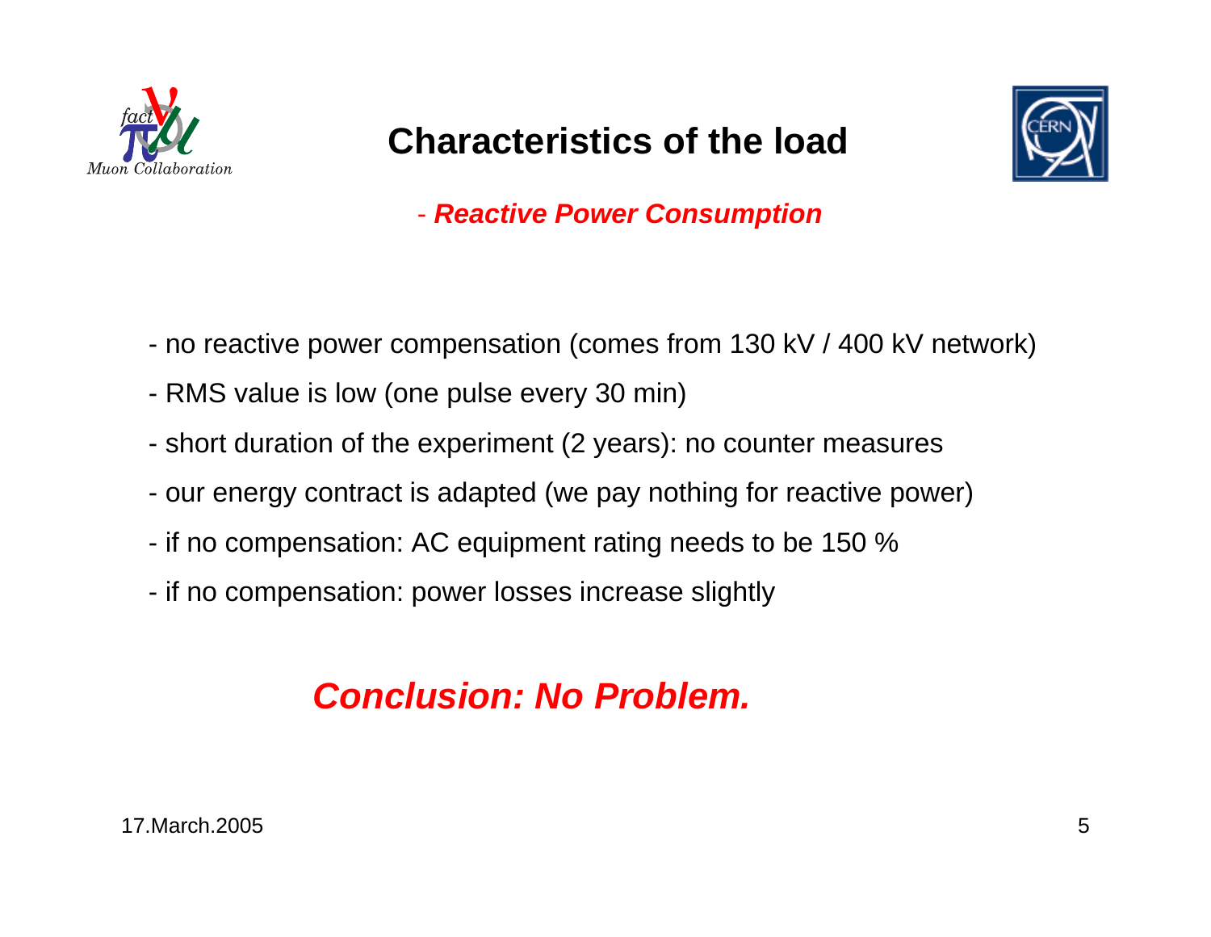# Characteristics of the load

- ***Reactive Power Consumption***

- no reactive power compensation (comes from 130 kV / 400 kV network)
- RMS value is low (one pulse every 30 min)
- short duration of the experiment (2 years): no counter measures
- our energy contract is adapted (we pay nothing for reactive power)
- if no compensation: AC equipment rating needs to be 150 %
- if no compensation: power losses increase slightly

***Conclusion: No Problem.***

17.March.2005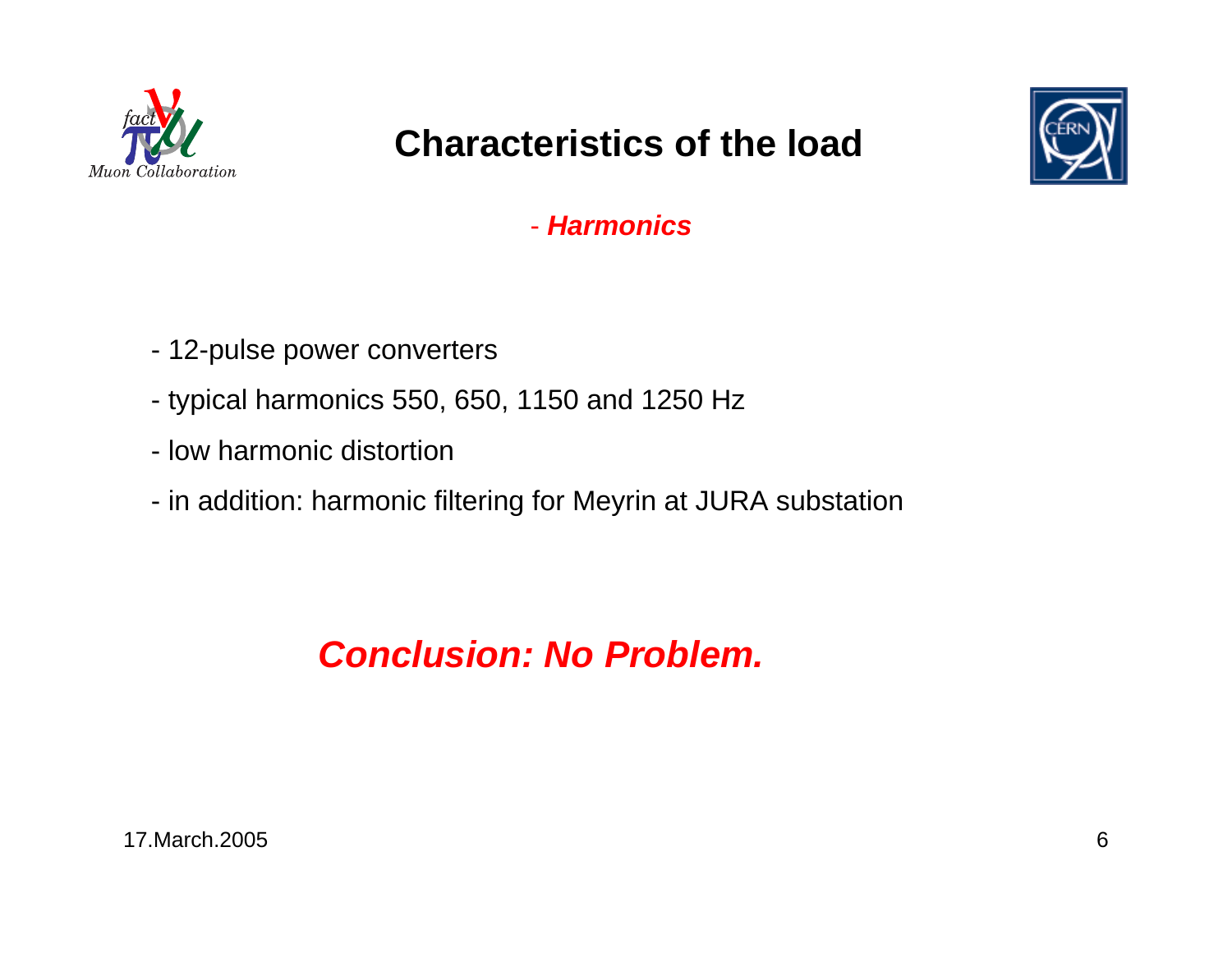# Characteristics of the load

***- Harmonics***

- 12-pulse power converters
- typical harmonics 550, 650, 1150 and 1250 Hz
- low harmonic distortion
- in addition: harmonic filtering for Meyrin at JURA substation

***Conclusion: No Problem.***

17.March.2005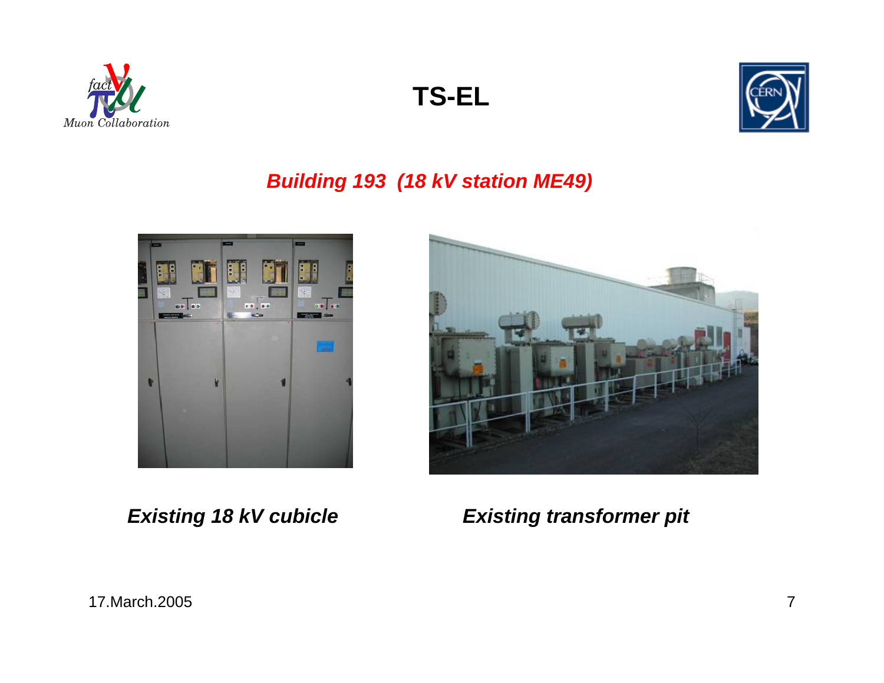# TS-EL

## *Building 193 (18 kV station ME49)*

***Existing 18 kV cubicle***

***Existing transformer pit***

17.March.2005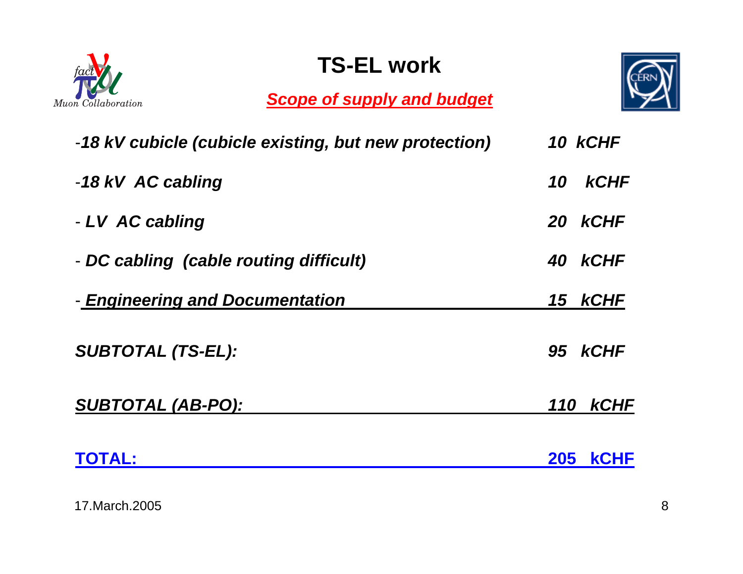# TS-EL work

***Scope of supply and budget***

| Item | Cost |
| --- | --- |
| -*18 kV cubicle (cubicle existing, but new protection)* | *10 kCHF* |
| -*18 kV AC cabling* | *10 kCHF* |
| - *LV AC cabling* | *20 kCHF* |
| - *DC cabling (cable routing difficult)* | *40 kCHF* |
| - *Engineering and Documentation* | *15 kCHF* |
| ***SUBTOTAL (TS-EL):*** | ***95 kCHF*** |
| ***SUBTOTAL (AB-PO):*** | ***110 kCHF*** |
| **TOTAL:** | **205 kCHF** |

17.March.2005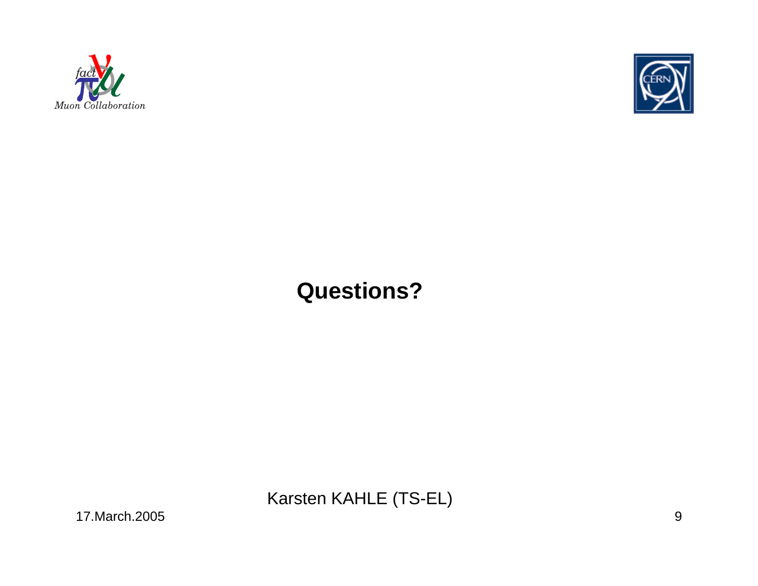**Questions?**